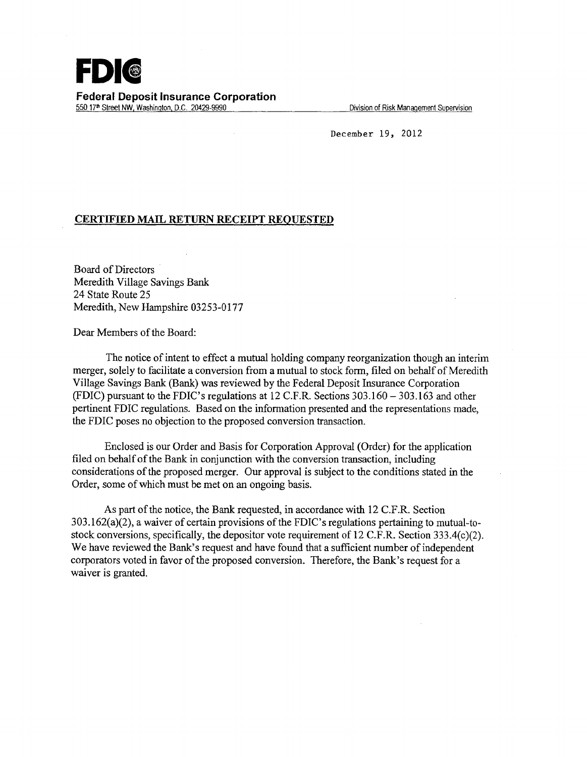# FDIC

**Federal Deposit Insurance Corporation**

550 17th Street NW, Washington, D.C. 20429-9990 Division of Risk Management Supervision

December 19, 2012

**CERTIFIED MAIL RETURN RECEIPT REQUESTED**

Board of Directors
Meredith Village Savings Bank
24 State Route 25
Meredith, New Hampshire 03253-0177

Dear Members of the Board:

The notice of intent to effect a mutual holding company reorganization though an interim merger, solely to facilitate a conversion from a mutual to stock form, filed on behalf of Meredith Village Savings Bank (Bank) was reviewed by the Federal Deposit Insurance Corporation (FDIC) pursuant to the FDIC's regulations at 12 C.F.R. Sections 303.160 – 303.163 and other pertinent FDIC regulations. Based on the information presented and the representations made, the FDIC poses no objection to the proposed conversion transaction.

Enclosed is our Order and Basis for Corporation Approval (Order) for the application filed on behalf of the Bank in conjunction with the conversion transaction, including considerations of the proposed merger. Our approval is subject to the conditions stated in the Order, some of which must be met on an ongoing basis.

As part of the notice, the Bank requested, in accordance with 12 C.F.R. Section 303.162(a)(2), a waiver of certain provisions of the FDIC's regulations pertaining to mutual-to-stock conversions, specifically, the depositor vote requirement of 12 C.F.R. Section 333.4(c)(2). We have reviewed the Bank's request and have found that a sufficient number of independent corporators voted in favor of the proposed conversion. Therefore, the Bank's request for a waiver is granted.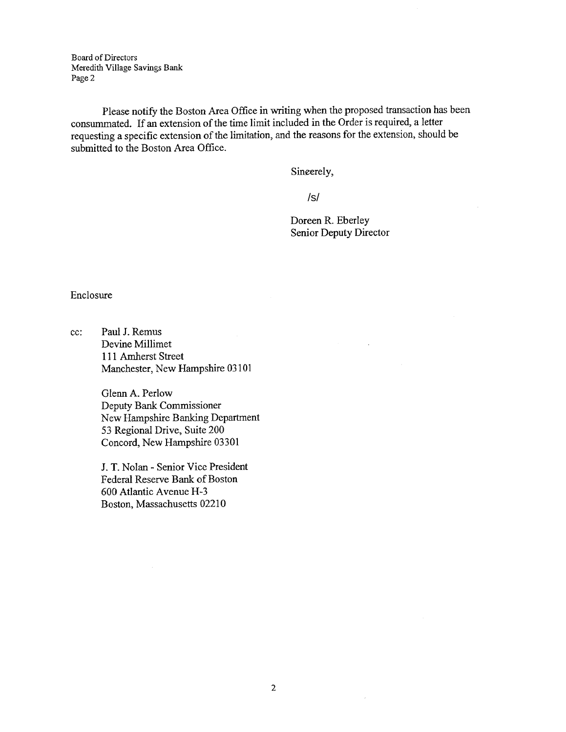Board of Directors
Meredith Village Savings Bank
Page 2

Please notify the Boston Area Office in writing when the proposed transaction has been consummated. If an extension of the time limit included in the Order is required, a letter requesting a specific extension of the limitation, and the reasons for the extension, should be submitted to the Boston Area Office.

Sincerely,

/s/

Doreen R. Eberley
Senior Deputy Director

Enclosure

cc: Paul J. Remus
Devine Millimet
111 Amherst Street
Manchester, New Hampshire 03101

Glenn A. Perlow
Deputy Bank Commissioner
New Hampshire Banking Department
53 Regional Drive, Suite 200
Concord, New Hampshire 03301

J. T. Nolan - Senior Vice President
Federal Reserve Bank of Boston
600 Atlantic Avenue H-3
Boston, Massachusetts 02210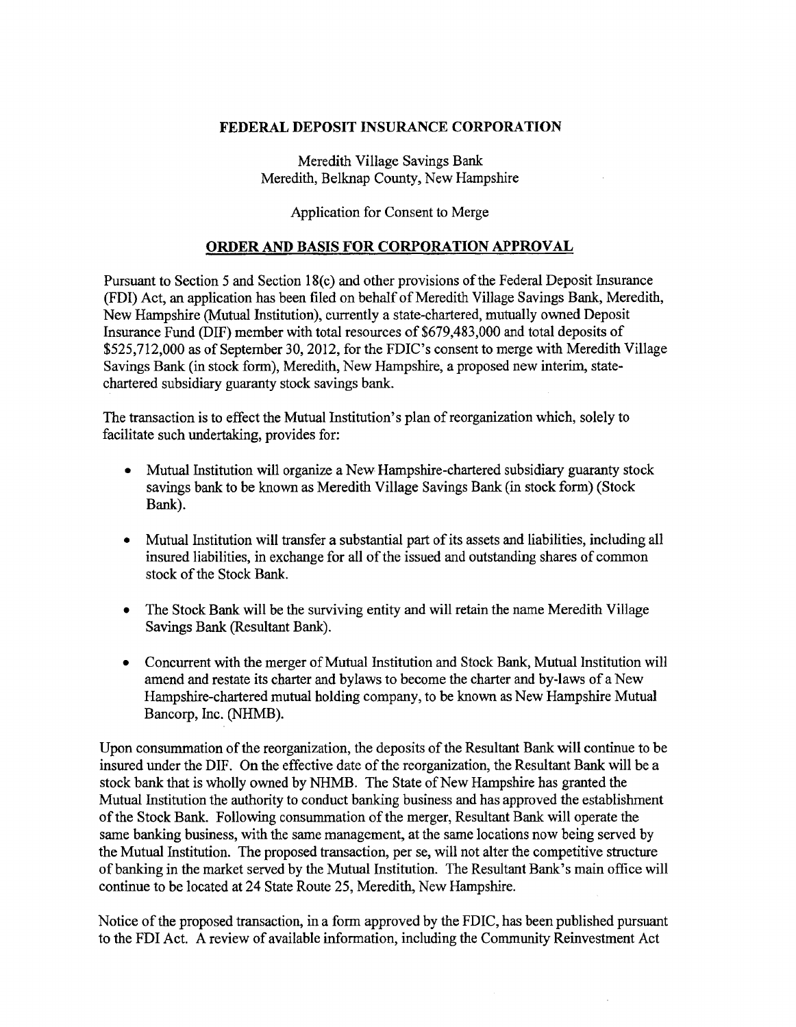**FEDERAL DEPOSIT INSURANCE CORPORATION**

Meredith Village Savings Bank
Meredith, Belknap County, New Hampshire

Application for Consent to Merge

## ORDER AND BASIS FOR CORPORATION APPROVAL

Pursuant to Section 5 and Section 18(c) and other provisions of the Federal Deposit Insurance (FDI) Act, an application has been filed on behalf of Meredith Village Savings Bank, Meredith, New Hampshire (Mutual Institution), currently a state-chartered, mutually owned Deposit Insurance Fund (DIF) member with total resources of $679,483,000 and total deposits of $525,712,000 as of September 30, 2012, for the FDIC's consent to merge with Meredith Village Savings Bank (in stock form), Meredith, New Hampshire, a proposed new interim, state-chartered subsidiary guaranty stock savings bank.

The transaction is to effect the Mutual Institution's plan of reorganization which, solely to facilitate such undertaking, provides for:

- Mutual Institution will organize a New Hampshire-chartered subsidiary guaranty stock savings bank to be known as Meredith Village Savings Bank (in stock form) (Stock Bank).
- Mutual Institution will transfer a substantial part of its assets and liabilities, including all insured liabilities, in exchange for all of the issued and outstanding shares of common stock of the Stock Bank.
- The Stock Bank will be the surviving entity and will retain the name Meredith Village Savings Bank (Resultant Bank).
- Concurrent with the merger of Mutual Institution and Stock Bank, Mutual Institution will amend and restate its charter and bylaws to become the charter and by-laws of a New Hampshire-chartered mutual holding company, to be known as New Hampshire Mutual Bancorp, Inc. (NHMB).

Upon consummation of the reorganization, the deposits of the Resultant Bank will continue to be insured under the DIF. On the effective date of the reorganization, the Resultant Bank will be a stock bank that is wholly owned by NHMB. The State of New Hampshire has granted the Mutual Institution the authority to conduct banking business and has approved the establishment of the Stock Bank. Following consummation of the merger, Resultant Bank will operate the same banking business, with the same management, at the same locations now being served by the Mutual Institution. The proposed transaction, per se, will not alter the competitive structure of banking in the market served by the Mutual Institution. The Resultant Bank's main office will continue to be located at 24 State Route 25, Meredith, New Hampshire.

Notice of the proposed transaction, in a form approved by the FDIC, has been published pursuant to the FDI Act. A review of available information, including the Community Reinvestment Act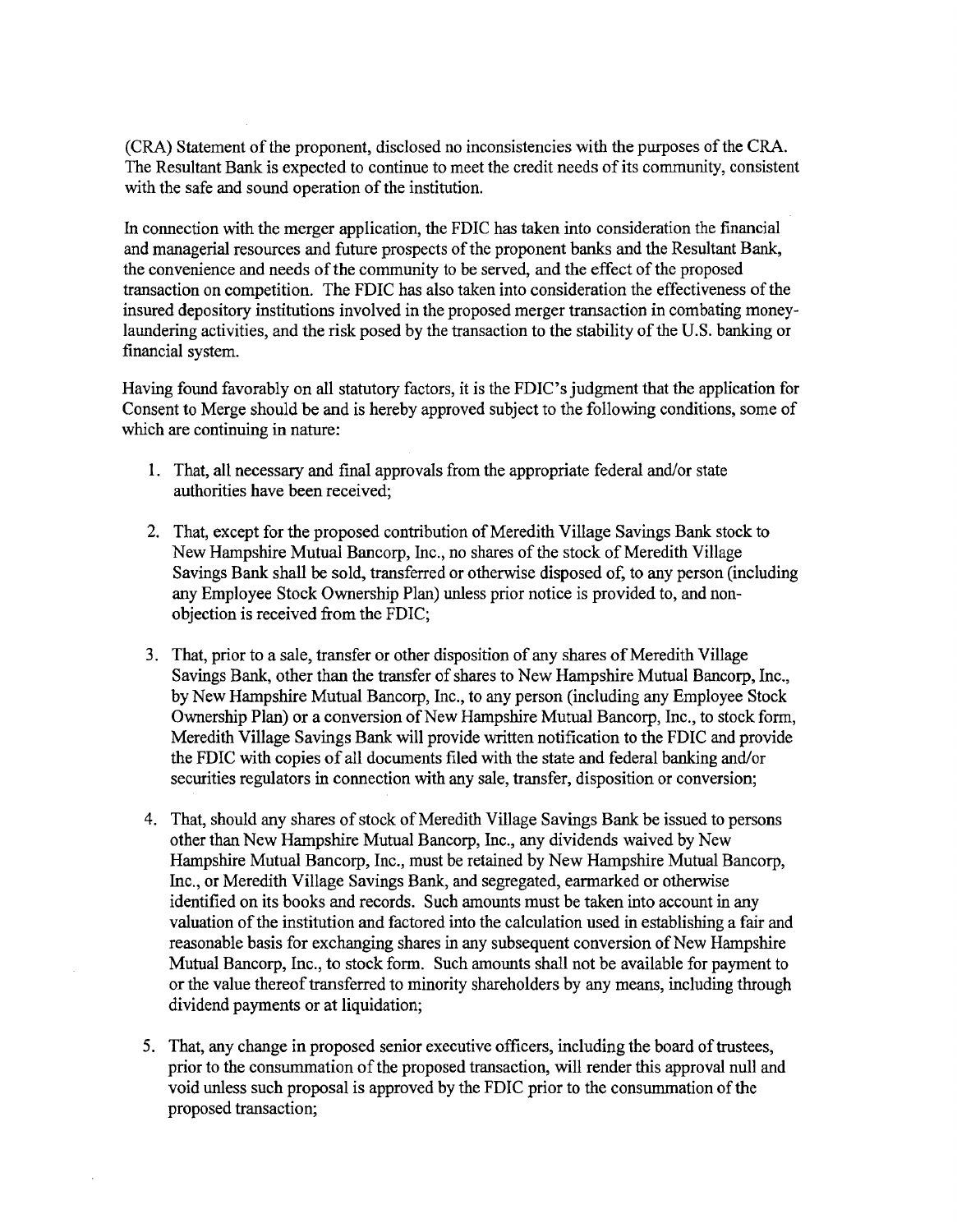(CRA) Statement of the proponent, disclosed no inconsistencies with the purposes of the CRA. The Resultant Bank is expected to continue to meet the credit needs of its community, consistent with the safe and sound operation of the institution.

In connection with the merger application, the FDIC has taken into consideration the financial and managerial resources and future prospects of the proponent banks and the Resultant Bank, the convenience and needs of the community to be served, and the effect of the proposed transaction on competition. The FDIC has also taken into consideration the effectiveness of the insured depository institutions involved in the proposed merger transaction in combating money-laundering activities, and the risk posed by the transaction to the stability of the U.S. banking or financial system.

Having found favorably on all statutory factors, it is the FDIC's judgment that the application for Consent to Merge should be and is hereby approved subject to the following conditions, some of which are continuing in nature:

1. That, all necessary and final approvals from the appropriate federal and/or state authorities have been received;

2. That, except for the proposed contribution of Meredith Village Savings Bank stock to New Hampshire Mutual Bancorp, Inc., no shares of the stock of Meredith Village Savings Bank shall be sold, transferred or otherwise disposed of, to any person (including any Employee Stock Ownership Plan) unless prior notice is provided to, and non-objection is received from the FDIC;

3. That, prior to a sale, transfer or other disposition of any shares of Meredith Village Savings Bank, other than the transfer of shares to New Hampshire Mutual Bancorp, Inc., by New Hampshire Mutual Bancorp, Inc., to any person (including any Employee Stock Ownership Plan) or a conversion of New Hampshire Mutual Bancorp, Inc., to stock form, Meredith Village Savings Bank will provide written notification to the FDIC and provide the FDIC with copies of all documents filed with the state and federal banking and/or securities regulators in connection with any sale, transfer, disposition or conversion;

4. That, should any shares of stock of Meredith Village Savings Bank be issued to persons other than New Hampshire Mutual Bancorp, Inc., any dividends waived by New Hampshire Mutual Bancorp, Inc., must be retained by New Hampshire Mutual Bancorp, Inc., or Meredith Village Savings Bank, and segregated, earmarked or otherwise identified on its books and records. Such amounts must be taken into account in any valuation of the institution and factored into the calculation used in establishing a fair and reasonable basis for exchanging shares in any subsequent conversion of New Hampshire Mutual Bancorp, Inc., to stock form. Such amounts shall not be available for payment to or the value thereof transferred to minority shareholders by any means, including through dividend payments or at liquidation;

5. That, any change in proposed senior executive officers, including the board of trustees, prior to the consummation of the proposed transaction, will render this approval null and void unless such proposal is approved by the FDIC prior to the consummation of the proposed transaction;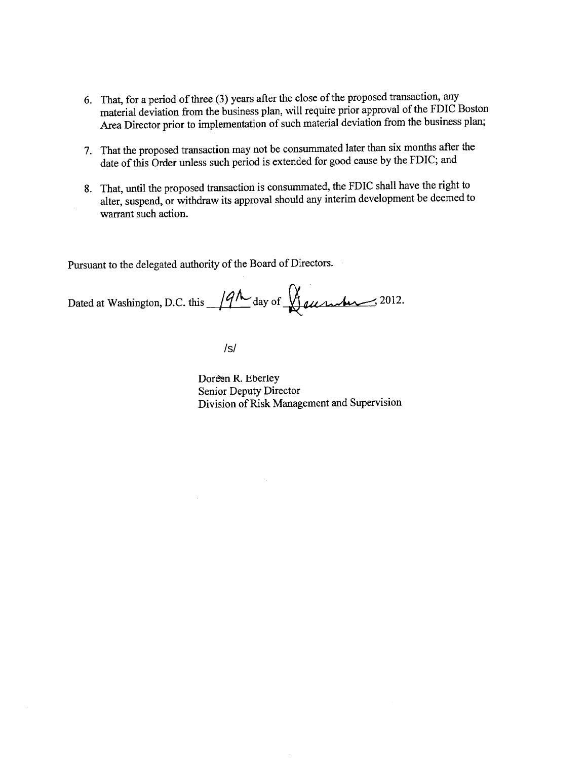6. That, for a period of three (3) years after the close of the proposed transaction, any material deviation from the business plan, will require prior approval of the FDIC Boston Area Director prior to implementation of such material deviation from the business plan;

7. That the proposed transaction may not be consummated later than six months after the date of this Order unless such period is extended for good cause by the FDIC; and

8. That, until the proposed transaction is consummated, the FDIC shall have the right to alter, suspend, or withdraw its approval should any interim development be deemed to warrant such action.

Pursuant to the delegated authority of the Board of Directors.

Dated at Washington, D.C. this 19th day of December, 2012.

/s/

Doreen R. Eberley
Senior Deputy Director
Division of Risk Management and Supervision